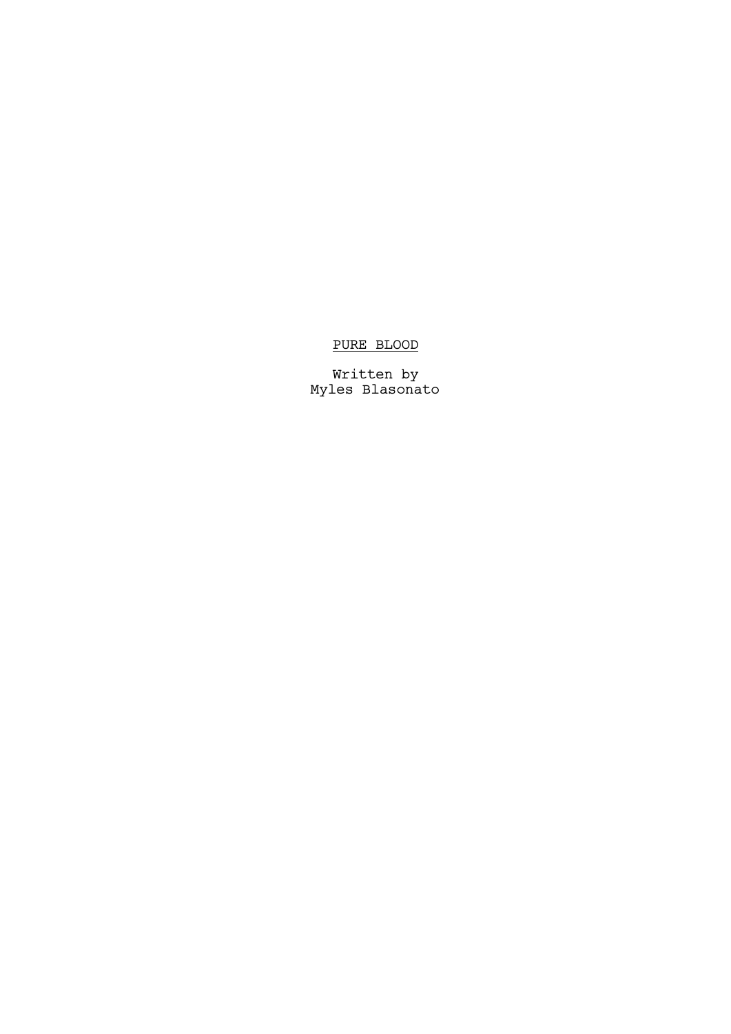PURE BLOOD

Written by
Myles Blasonato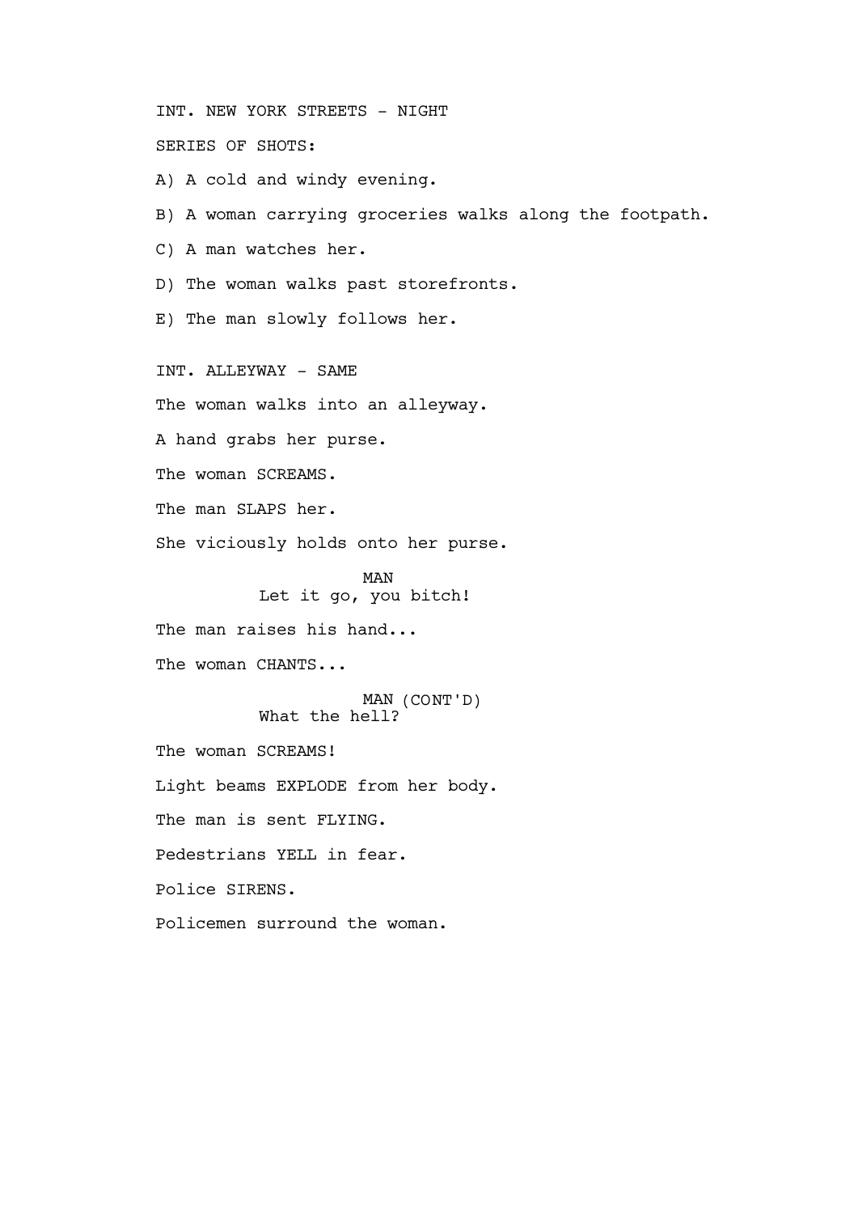INT. NEW YORK STREETS - NIGHT

SERIES OF SHOTS:

A) A cold and windy evening.

B) A woman carrying groceries walks along the footpath.

C) A man watches her.

D) The woman walks past storefronts.

E) The man slowly follows her.

INT. ALLEYWAY - SAME

The woman walks into an alleyway.

A hand grabs her purse.

The woman SCREAMS.

The man SLAPS her.

She viciously holds onto her purse.

MAN
Let it go, you bitch!

The man raises his hand...

The woman CHANTS...

MAN (CONT'D)
What the hell?

The woman SCREAMS!

Light beams EXPLODE from her body.

The man is sent FLYING.

Pedestrians YELL in fear.

Police SIRENS.

Policemen surround the woman.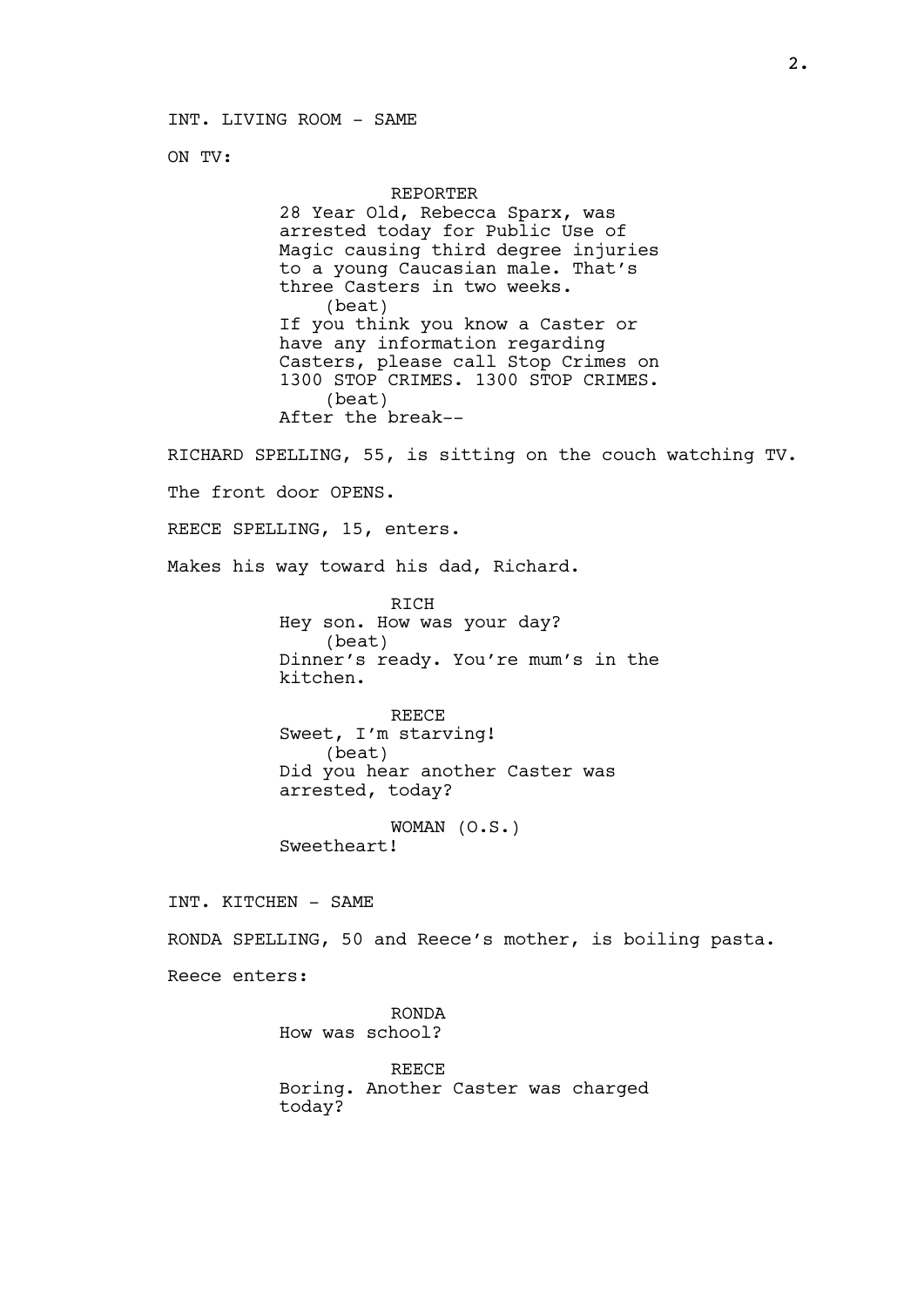INT. LIVING ROOM - SAME

ON TV:

REPORTER
28 Year Old, Rebecca Sparx, was arrested today for Public Use of Magic causing third degree injuries to a young Caucasian male. That's three Casters in two weeks.
(beat)
If you think you know a Caster or have any information regarding Casters, please call Stop Crimes on 1300 STOP CRIMES. 1300 STOP CRIMES.
(beat)
After the break--

RICHARD SPELLING, 55, is sitting on the couch watching TV.

The front door OPENS.

REECE SPELLING, 15, enters.

Makes his way toward his dad, Richard.

RICH
Hey son. How was your day?
(beat)
Dinner's ready. You're mum's in the kitchen.

REECE
Sweet, I'm starving!
(beat)
Did you hear another Caster was arrested, today?

WOMAN (O.S.)
Sweetheart!

INT. KITCHEN - SAME

RONDA SPELLING, 50 and Reece's mother, is boiling pasta.

Reece enters:

RONDA
How was school?

REECE
Boring. Another Caster was charged today?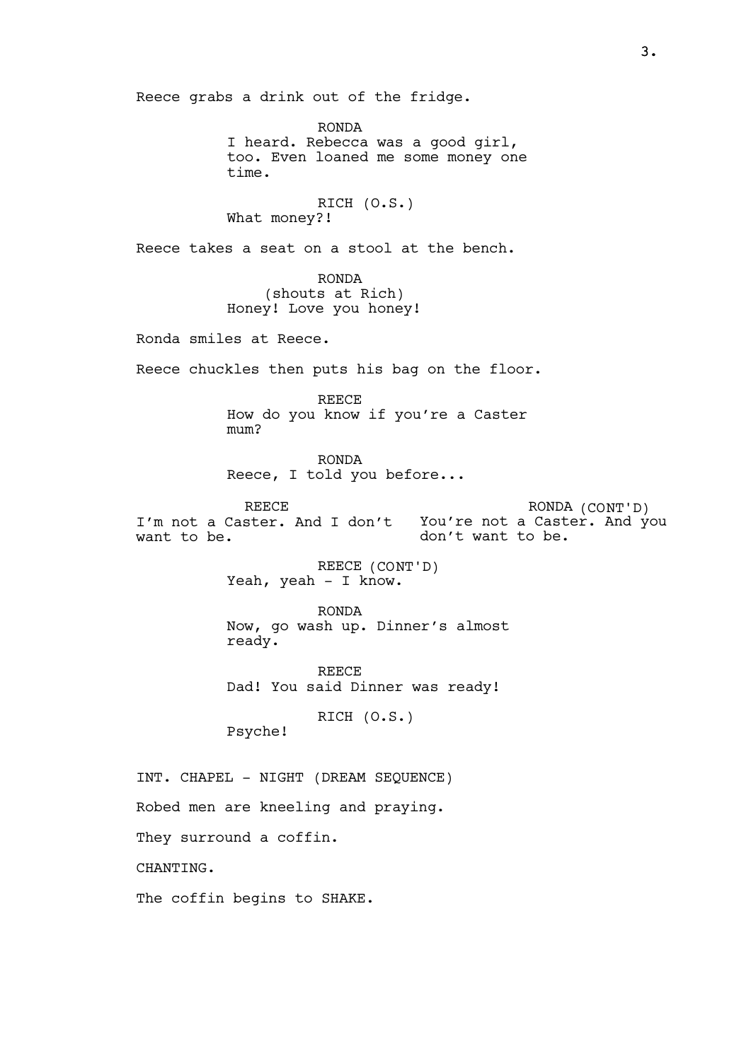Reece grabs a drink out of the fridge.

RONDA
I heard. Rebecca was a good girl, too. Even loaned me some money one time.

RICH (O.S.)
What money?!

Reece takes a seat on a stool at the bench.

RONDA
(shouts at Rich)
Honey! Love you honey!

Ronda smiles at Reece.

Reece chuckles then puts his bag on the floor.

REECE
How do you know if you're a Caster mum?

RONDA
Reece, I told you before...

REECE
I'm not a Caster. And I don't want to be.

RONDA (CONT'D)
You're not a Caster. And you don't want to be.

REECE (CONT'D)
Yeah, yeah - I know.

RONDA
Now, go wash up. Dinner's almost ready.

REECE
Dad! You said Dinner was ready!

RICH (O.S.)
Psyche!

INT. CHAPEL - NIGHT (DREAM SEQUENCE)

Robed men are kneeling and praying.

They surround a coffin.

CHANTING.

The coffin begins to SHAKE.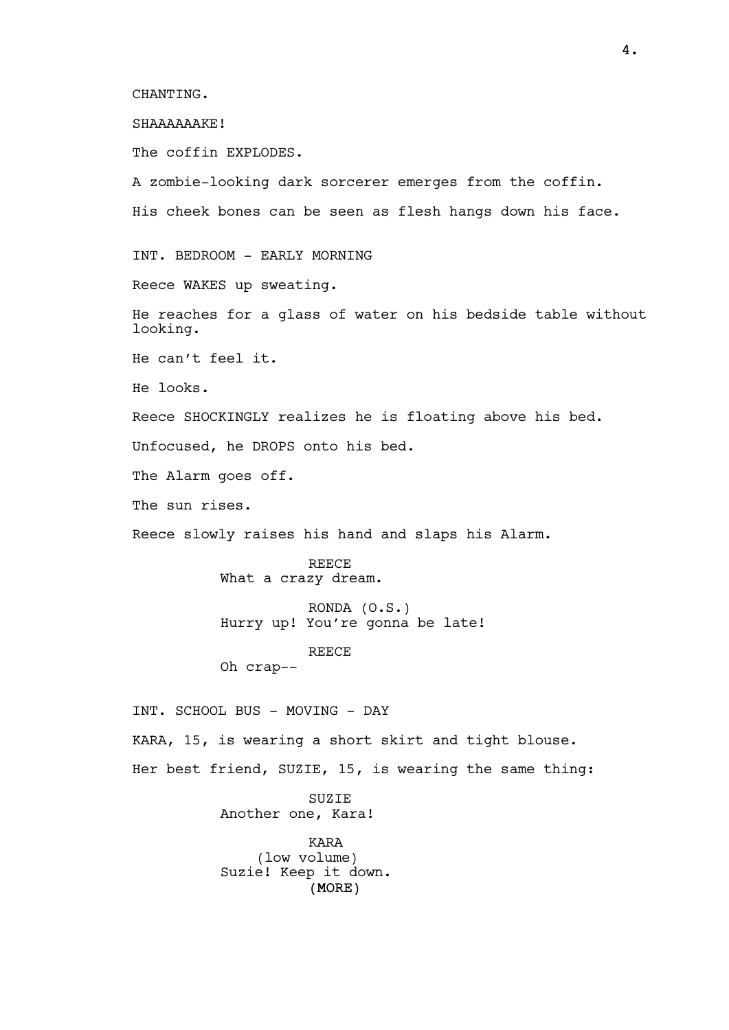CHANTING.

SHAAAAAAKE!

The coffin EXPLODES.

A zombie-looking dark sorcerer emerges from the coffin.

His cheek bones can be seen as flesh hangs down his face.

INT. BEDROOM - EARLY MORNING

Reece WAKES up sweating.

He reaches for a glass of water on his bedside table without looking.

He can't feel it.

He looks.

Reece SHOCKINGLY realizes he is floating above his bed.

Unfocused, he DROPS onto his bed.

The Alarm goes off.

The sun rises.

Reece slowly raises his hand and slaps his Alarm.

REECE
What a crazy dream.

RONDA (O.S.)
Hurry up! You're gonna be late!

REECE
Oh crap--

INT. SCHOOL BUS - MOVING - DAY

KARA, 15, is wearing a short skirt and tight blouse.

Her best friend, SUZIE, 15, is wearing the same thing:

SUZIE
Another one, Kara!

KARA
(low volume)
Suzie! Keep it down.
(MORE)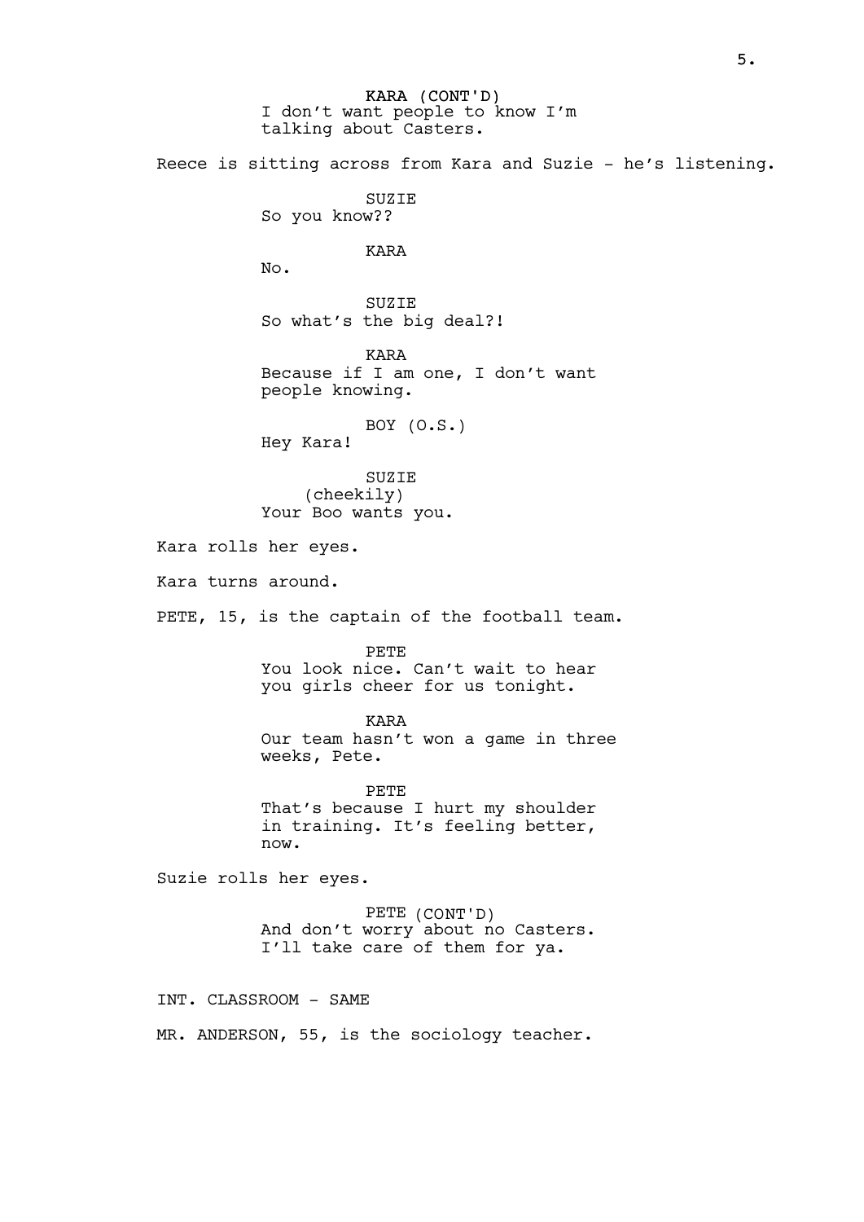KARA (CONT'D)
I don't want people to know I'm talking about Casters.

Reece is sitting across from Kara and Suzie - he's listening.

SUZIE
So you know??

KARA
No.

SUZIE
So what's the big deal?!

KARA
Because if I am one, I don't want people knowing.

BOY (O.S.)
Hey Kara!

SUZIE
(cheekily)
Your Boo wants you.

Kara rolls her eyes.

Kara turns around.

PETE, 15, is the captain of the football team.

PETE
You look nice. Can't wait to hear you girls cheer for us tonight.

KARA
Our team hasn't won a game in three weeks, Pete.

PETE
That's because I hurt my shoulder in training. It's feeling better, now.

Suzie rolls her eyes.

PETE (CONT'D)
And don't worry about no Casters. I'll take care of them for ya.

INT. CLASSROOM - SAME

MR. ANDERSON, 55, is the sociology teacher.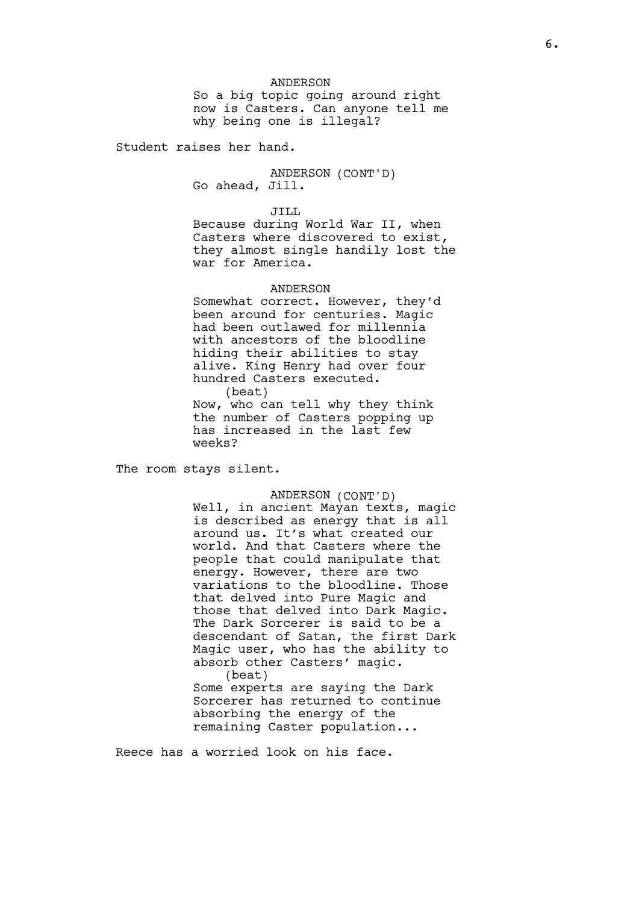ANDERSON
So a big topic going around right now is Casters. Can anyone tell me why being one is illegal?

Student raises her hand.

ANDERSON (CONT'D)
Go ahead, Jill.

JILL
Because during World War II, when Casters where discovered to exist, they almost single handily lost the war for America.

ANDERSON
Somewhat correct. However, they'd been around for centuries. Magic had been outlawed for millennia with ancestors of the bloodline hiding their abilities to stay alive. King Henry had over four hundred Casters executed.
(beat)
Now, who can tell why they think the number of Casters popping up has increased in the last few weeks?

The room stays silent.

ANDERSON (CONT'D)
Well, in ancient Mayan texts, magic is described as energy that is all around us. It's what created our world. And that Casters where the people that could manipulate that energy. However, there are two variations to the bloodline. Those that delved into Pure Magic and those that delved into Dark Magic. The Dark Sorcerer is said to be a descendant of Satan, the first Dark Magic user, who has the ability to absorb other Casters' magic.
(beat)
Some experts are saying the Dark Sorcerer has returned to continue absorbing the energy of the remaining Caster population...

Reece has a worried look on his face.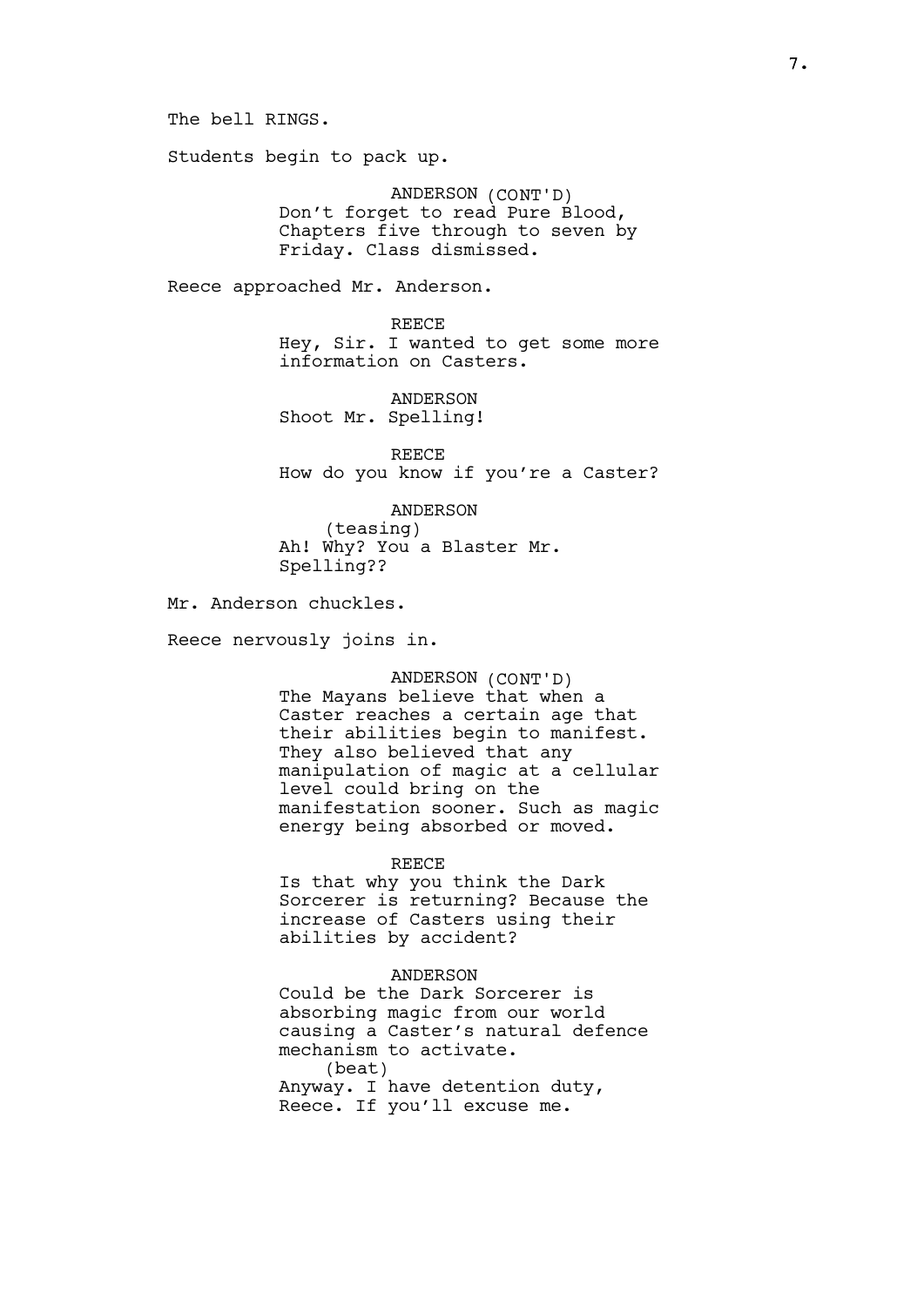The bell RINGS.

Students begin to pack up.

ANDERSON (CONT'D)
Don't forget to read Pure Blood, Chapters five through to seven by Friday. Class dismissed.

Reece approached Mr. Anderson.

REECE
Hey, Sir. I wanted to get some more information on Casters.

ANDERSON
Shoot Mr. Spelling!

REECE
How do you know if you're a Caster?

ANDERSON
(teasing)
Ah! Why? You a Blaster Mr. Spelling??

Mr. Anderson chuckles.

Reece nervously joins in.

ANDERSON (CONT'D)
The Mayans believe that when a Caster reaches a certain age that their abilities begin to manifest. They also believed that any manipulation of magic at a cellular level could bring on the manifestation sooner. Such as magic energy being absorbed or moved.

REECE
Is that why you think the Dark Sorcerer is returning? Because the increase of Casters using their abilities by accident?

ANDERSON
Could be the Dark Sorcerer is absorbing magic from our world causing a Caster's natural defence mechanism to activate.
(beat)
Anyway. I have detention duty, Reece. If you'll excuse me.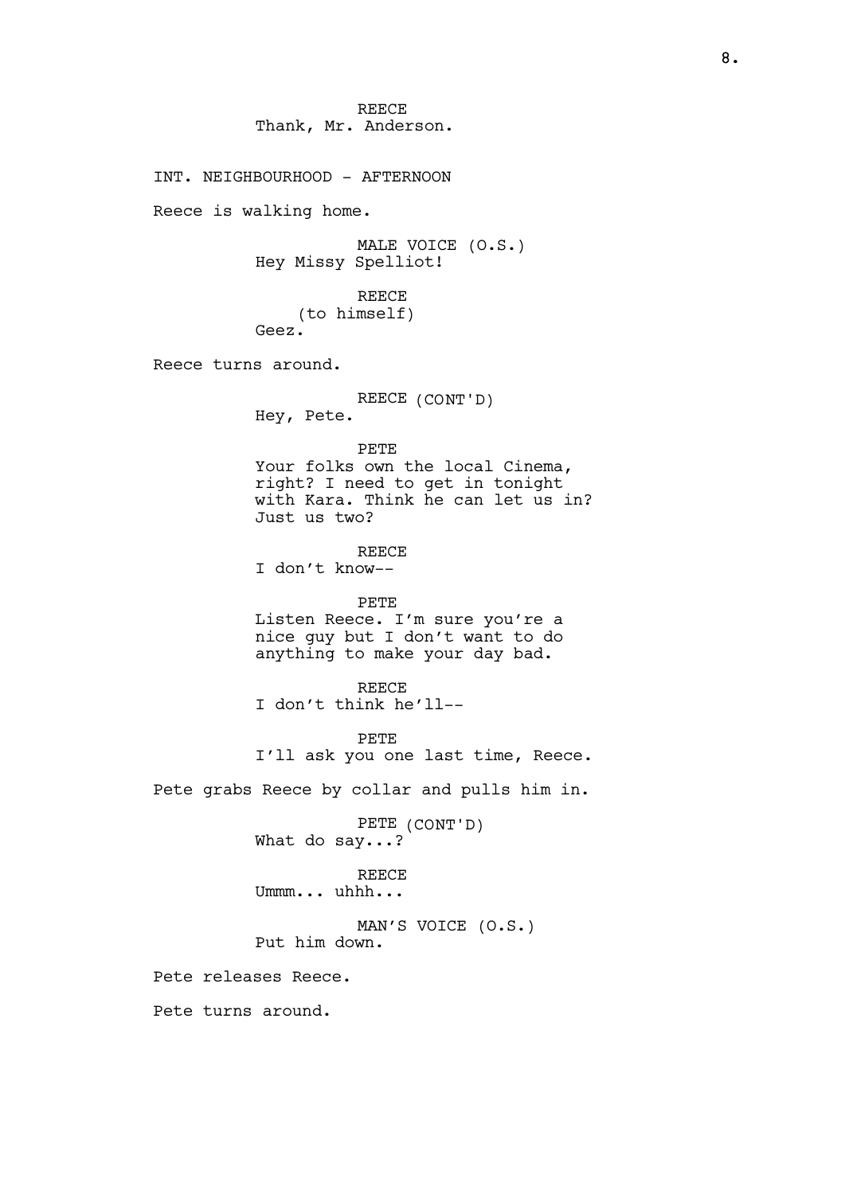REECE
Thank, Mr. Anderson.

INT. NEIGHBOURHOOD - AFTERNOON

Reece is walking home.

MALE VOICE (O.S.)
Hey Missy Spelliot!

REECE
(to himself)
Geez.

Reece turns around.

REECE (CONT'D)
Hey, Pete.

PETE
Your folks own the local Cinema, right? I need to get in tonight with Kara. Think he can let us in? Just us two?

REECE
I don't know--

PETE
Listen Reece. I'm sure you're a nice guy but I don't want to do anything to make your day bad.

REECE
I don't think he'll--

PETE
I'll ask you one last time, Reece.

Pete grabs Reece by collar and pulls him in.

PETE (CONT'D)
What do say...?

REECE
Ummm... uhhh...

MAN'S VOICE (O.S.)
Put him down.

Pete releases Reece.

Pete turns around.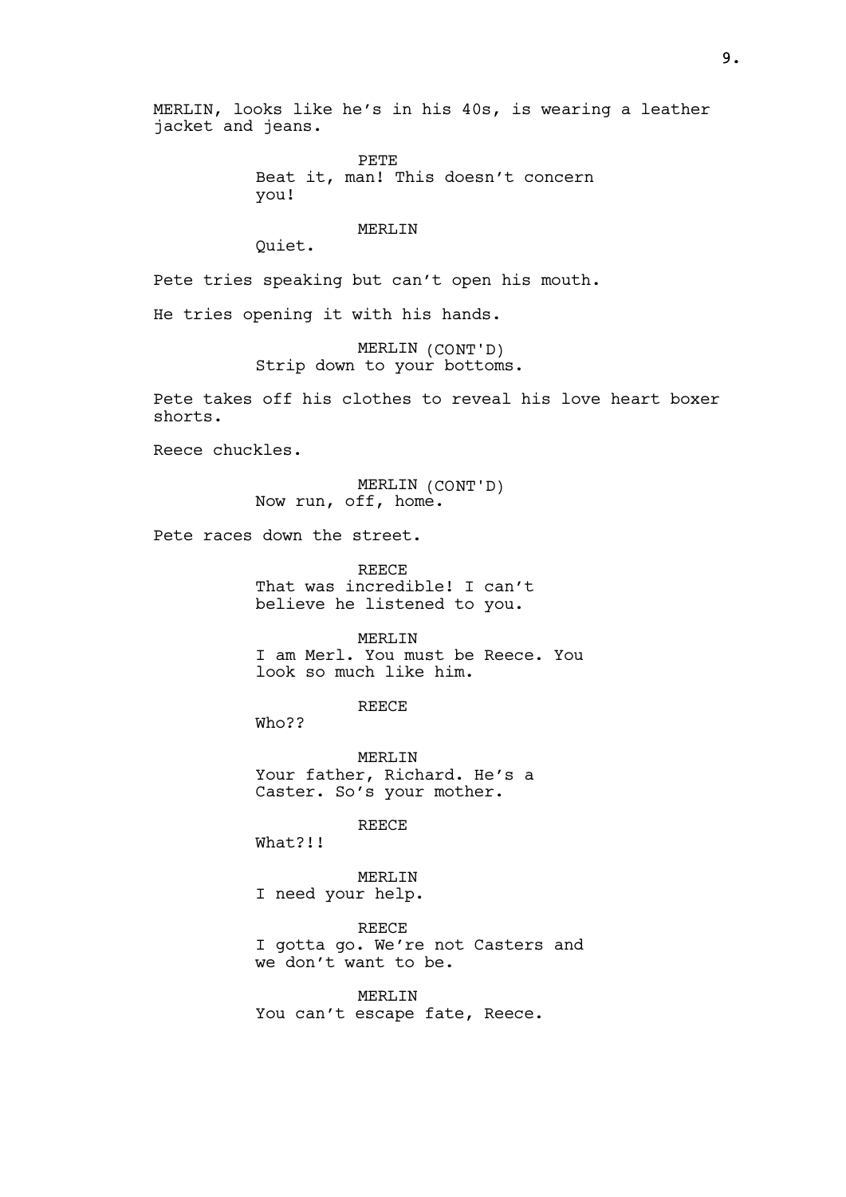MERLIN, looks like he's in his 40s, is wearing a leather jacket and jeans.

PETE
Beat it, man! This doesn't concern you!

MERLIN
Quiet.

Pete tries speaking but can't open his mouth.

He tries opening it with his hands.

MERLIN (CONT'D)
Strip down to your bottoms.

Pete takes off his clothes to reveal his love heart boxer shorts.

Reece chuckles.

MERLIN (CONT'D)
Now run, off, home.

Pete races down the street.

REECE
That was incredible! I can't believe he listened to you.

MERLIN
I am Merl. You must be Reece. You look so much like him.

REECE
Who??

MERLIN
Your father, Richard. He's a Caster. So's your mother.

REECE
What?!!

MERLIN
I need your help.

REECE
I gotta go. We're not Casters and we don't want to be.

MERLIN
You can't escape fate, Reece.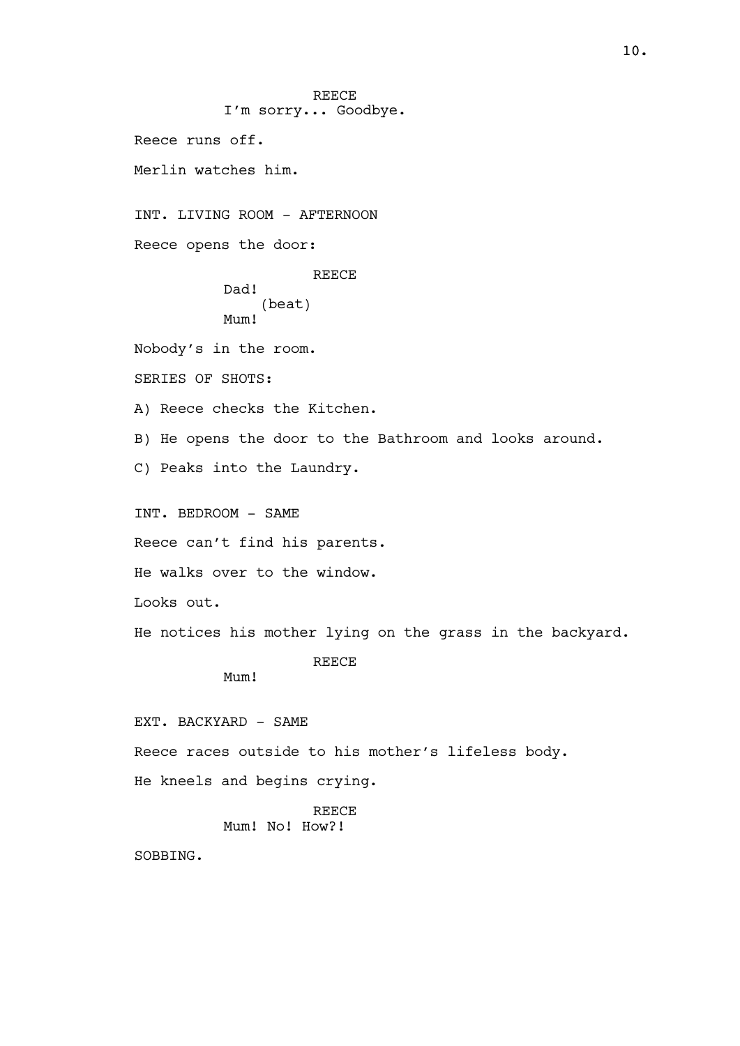REECE

I'm sorry... Goodbye.

Reece runs off.

Merlin watches him.

INT. LIVING ROOM - AFTERNOON

Reece opens the door:

REECE

Dad!

(beat)

Mum!

Nobody's in the room.

SERIES OF SHOTS:

A) Reece checks the Kitchen.

B) He opens the door to the Bathroom and looks around.

C) Peaks into the Laundry.

INT. BEDROOM - SAME

Reece can't find his parents.

He walks over to the window.

Looks out.

He notices his mother lying on the grass in the backyard.

REECE

Mum!

EXT. BACKYARD - SAME

Reece races outside to his mother's lifeless body.

He kneels and begins crying.

REECE

Mum! No! How?!

SOBBING.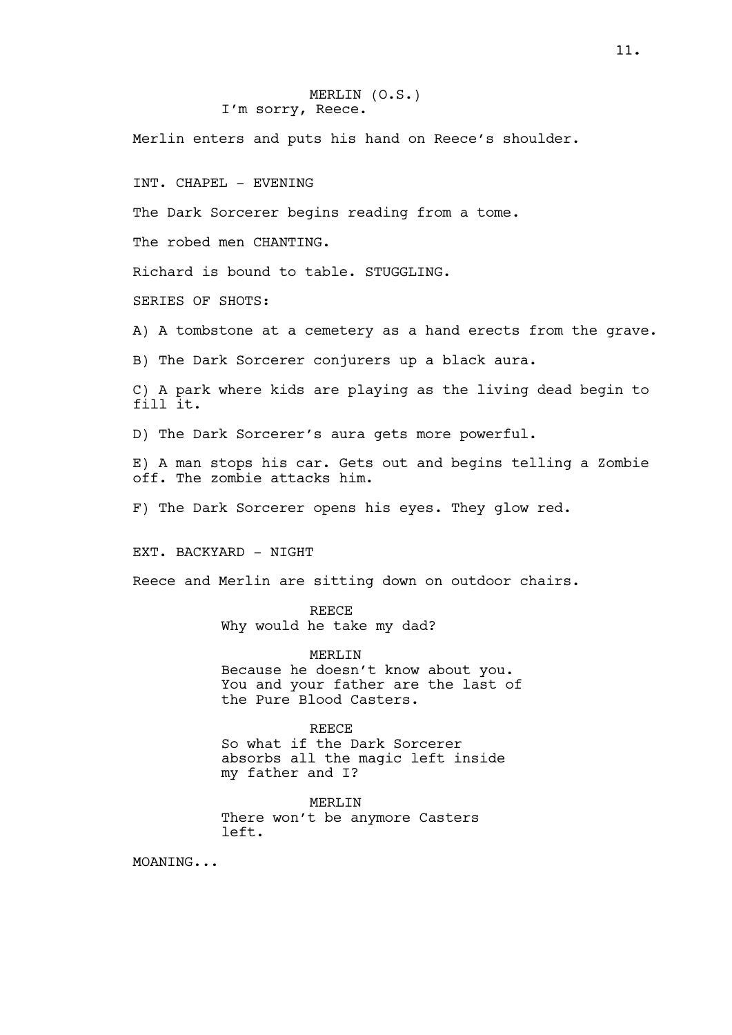MERLIN (O.S.)
I'm sorry, Reece.

Merlin enters and puts his hand on Reece's shoulder.

INT. CHAPEL - EVENING

The Dark Sorcerer begins reading from a tome.

The robed men CHANTING.

Richard is bound to table. STUGGLING.

SERIES OF SHOTS:

A) A tombstone at a cemetery as a hand erects from the grave.

B) The Dark Sorcerer conjurers up a black aura.

C) A park where kids are playing as the living dead begin to fill it.

D) The Dark Sorcerer's aura gets more powerful.

E) A man stops his car. Gets out and begins telling a Zombie off. The zombie attacks him.

F) The Dark Sorcerer opens his eyes. They glow red.

EXT. BACKYARD - NIGHT

Reece and Merlin are sitting down on outdoor chairs.

REECE
Why would he take my dad?

MERLIN
Because he doesn't know about you. You and your father are the last of the Pure Blood Casters.

REECE
So what if the Dark Sorcerer absorbs all the magic left inside my father and I?

MERLIN
There won't be anymore Casters left.

MOANING...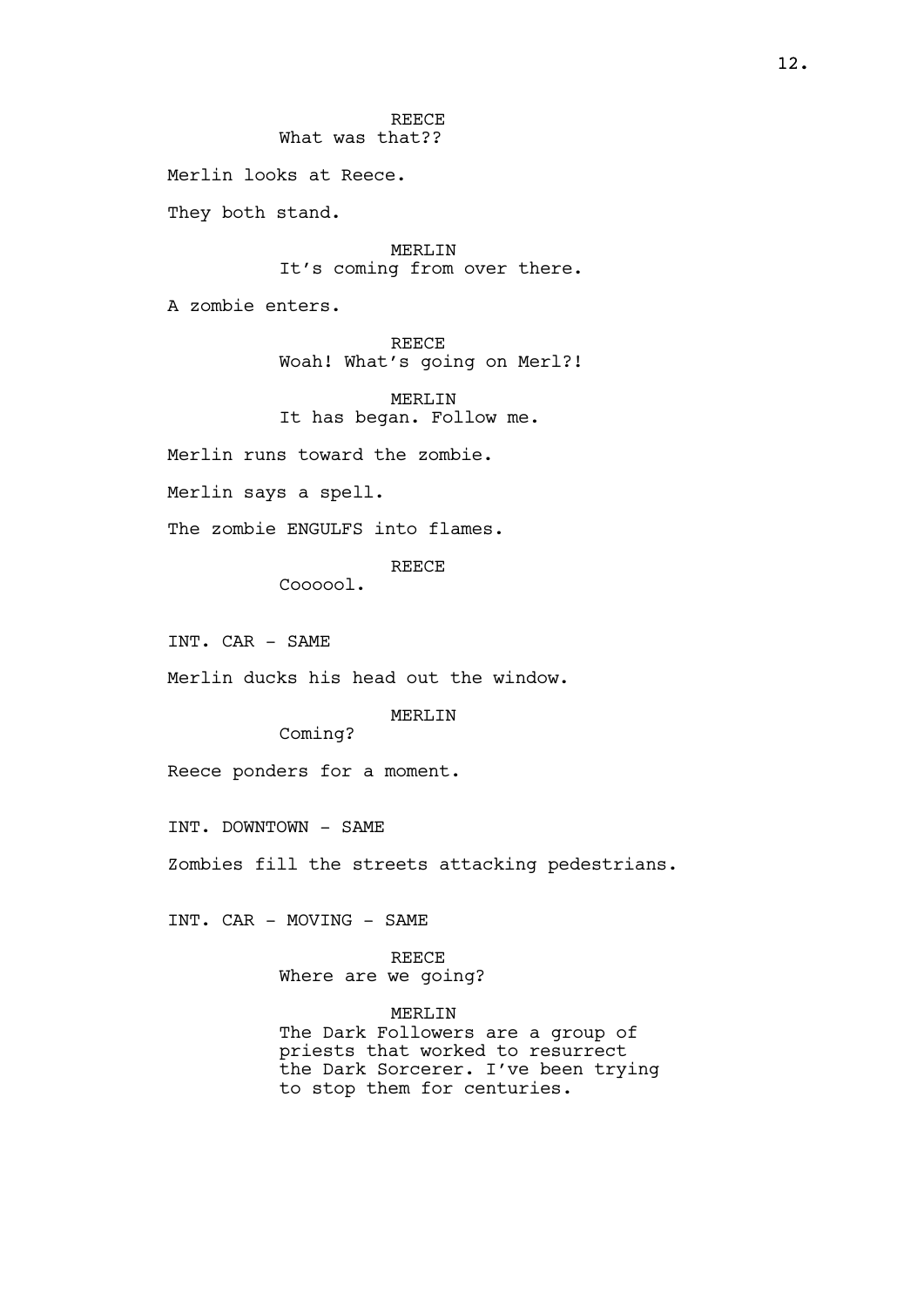REECE
What was that??

Merlin looks at Reece.

They both stand.

MERLIN
It's coming from over there.

A zombie enters.

REECE
Woah! What's going on Merl?!

MERLIN
It has began. Follow me.

Merlin runs toward the zombie.

Merlin says a spell.

The zombie ENGULFS into flames.

REECE
Coooool.

INT. CAR - SAME

Merlin ducks his head out the window.

MERLIN
Coming?

Reece ponders for a moment.

INT. DOWNTOWN - SAME

Zombies fill the streets attacking pedestrians.

INT. CAR - MOVING - SAME

REECE
Where are we going?

MERLIN
The Dark Followers are a group of priests that worked to resurrect the Dark Sorcerer. I've been trying to stop them for centuries.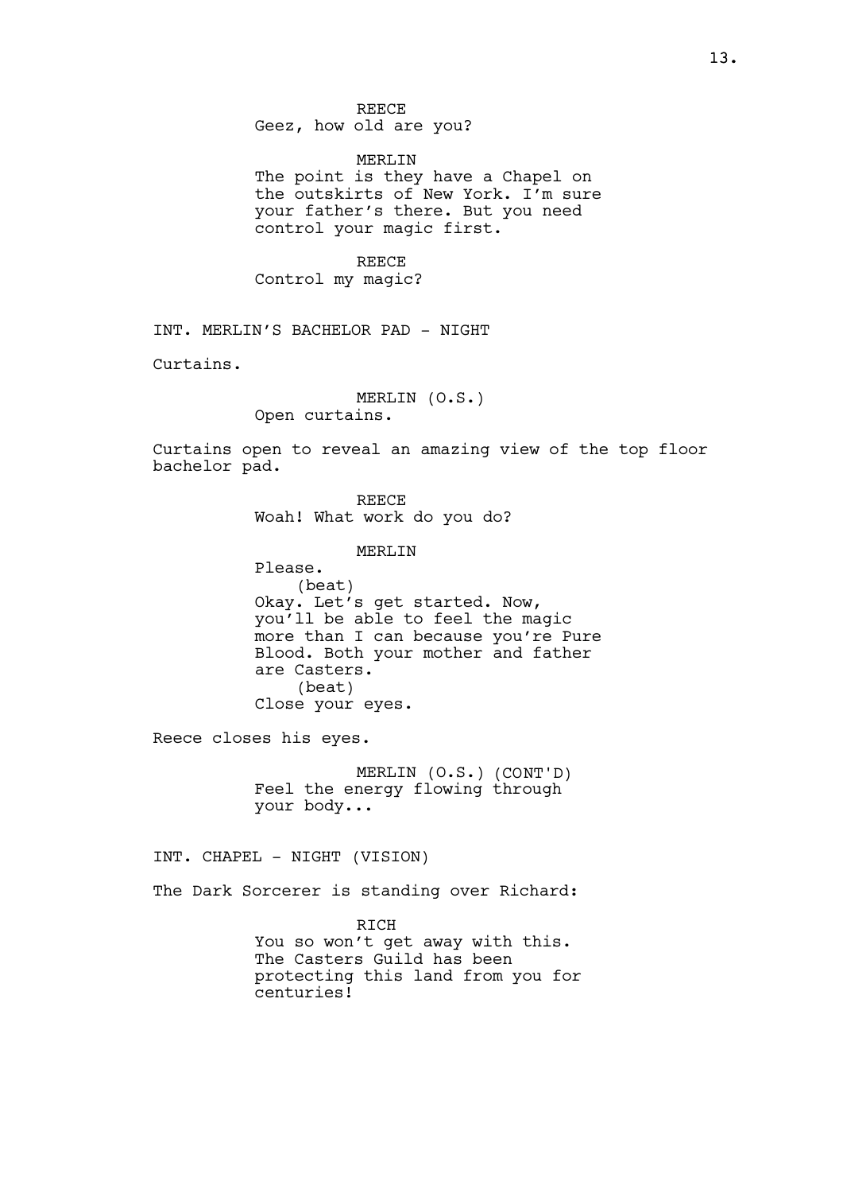REECE
Geez, how old are you?

MERLIN
The point is they have a Chapel on the outskirts of New York. I'm sure your father's there. But you need control your magic first.

REECE
Control my magic?

INT. MERLIN'S BACHELOR PAD - NIGHT

Curtains.

MERLIN (O.S.)
Open curtains.

Curtains open to reveal an amazing view of the top floor bachelor pad.

REECE
Woah! What work do you do?

MERLIN
Please.
(beat)
Okay. Let's get started. Now, you'll be able to feel the magic more than I can because you're Pure Blood. Both your mother and father are Casters.
(beat)
Close your eyes.

Reece closes his eyes.

MERLIN (O.S.) (CONT'D)
Feel the energy flowing through your body...

INT. CHAPEL - NIGHT (VISION)

The Dark Sorcerer is standing over Richard:

RICH
You so won't get away with this. The Casters Guild has been protecting this land from you for centuries!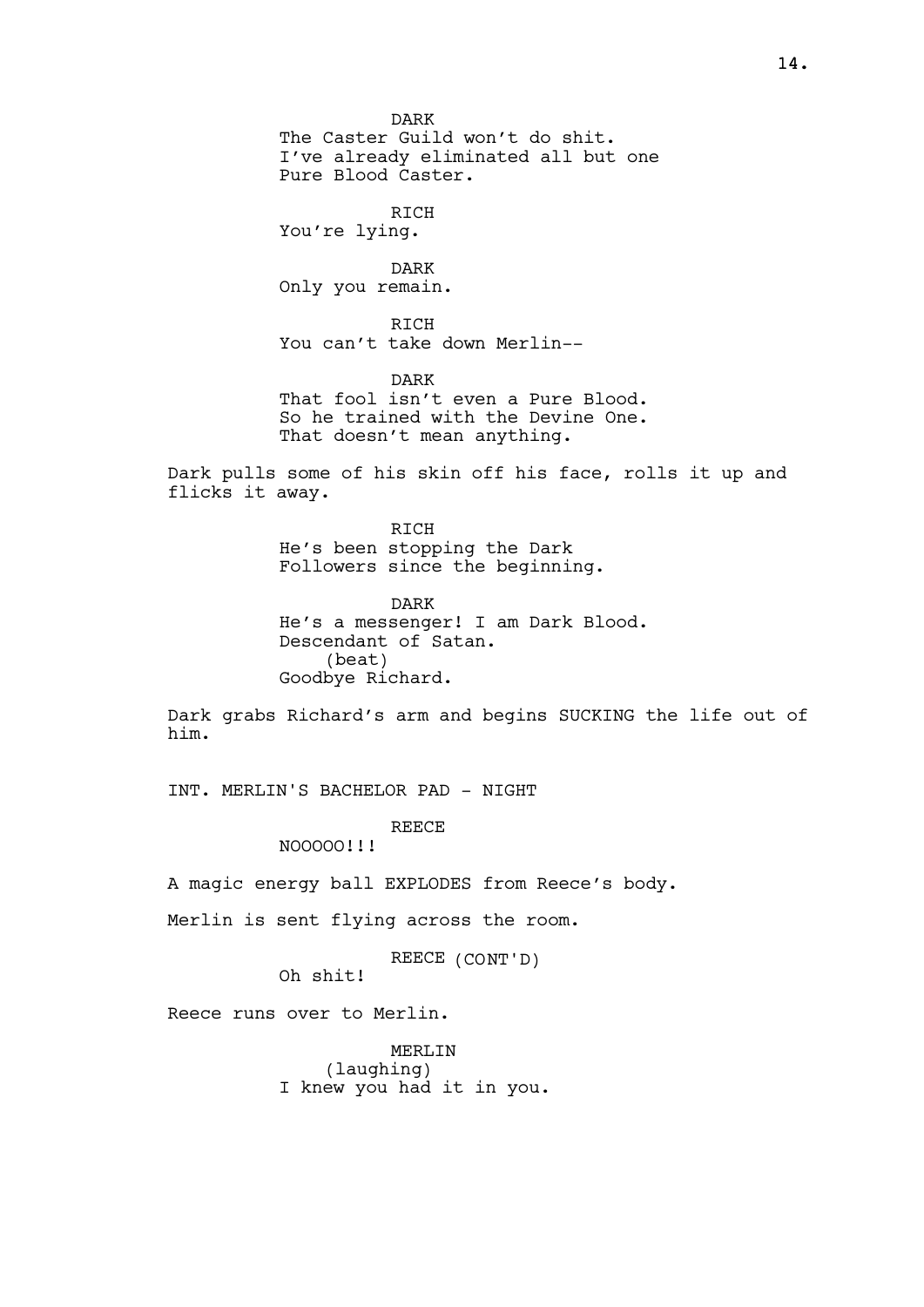DARK
The Caster Guild won't do shit.
I've already eliminated all but one
Pure Blood Caster.

RICH
You're lying.

DARK
Only you remain.

RICH
You can't take down Merlin--

DARK
That fool isn't even a Pure Blood.
So he trained with the Devine One.
That doesn't mean anything.

Dark pulls some of his skin off his face, rolls it up and flicks it away.

RICH
He's been stopping the Dark
Followers since the beginning.

DARK
He's a messenger! I am Dark Blood.
Descendant of Satan.
(beat)
Goodbye Richard.

Dark grabs Richard's arm and begins SUCKING the life out of him.

INT. MERLIN'S BACHELOR PAD - NIGHT

REECE
NOOOOO!!!

A magic energy ball EXPLODES from Reece's body.

Merlin is sent flying across the room.

REECE (CONT'D)
Oh shit!

Reece runs over to Merlin.

MERLIN
(laughing)
I knew you had it in you.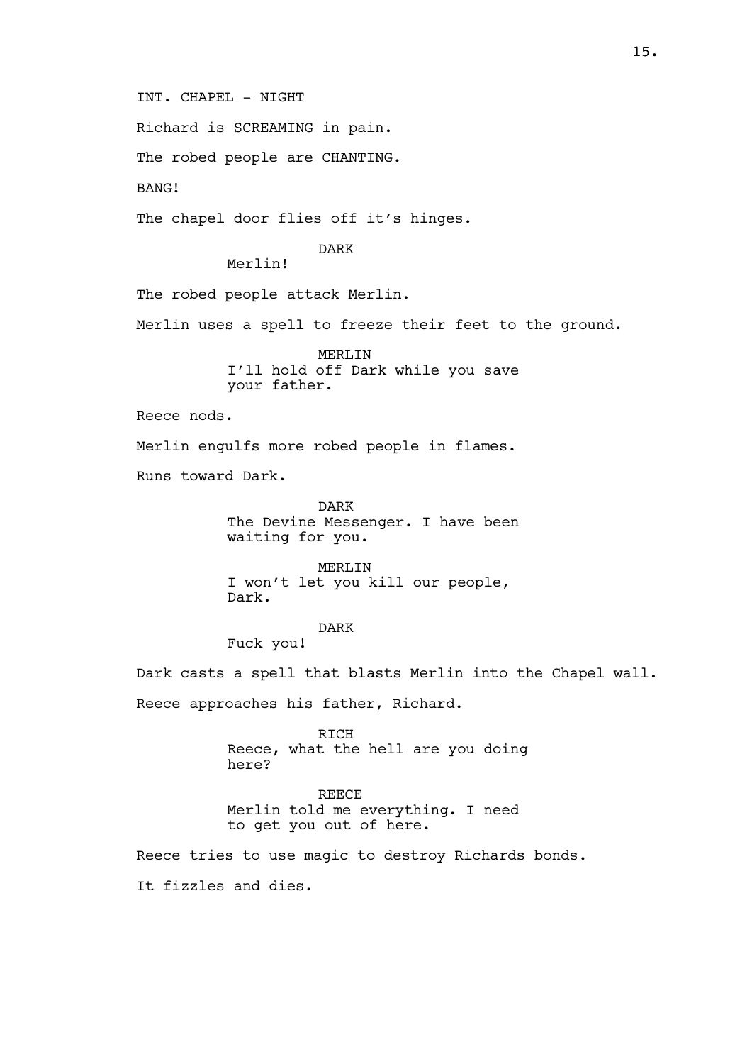INT. CHAPEL - NIGHT

Richard is SCREAMING in pain.

The robed people are CHANTING.

BANG!

The chapel door flies off it's hinges.

DARK
Merlin!

The robed people attack Merlin.

Merlin uses a spell to freeze their feet to the ground.

MERLIN
I'll hold off Dark while you save your father.

Reece nods.

Merlin engulfs more robed people in flames.

Runs toward Dark.

DARK
The Devine Messenger. I have been waiting for you.

MERLIN
I won't let you kill our people, Dark.

DARK
Fuck you!

Dark casts a spell that blasts Merlin into the Chapel wall.

Reece approaches his father, Richard.

RICH
Reece, what the hell are you doing here?

REECE
Merlin told me everything. I need to get you out of here.

Reece tries to use magic to destroy Richards bonds.

It fizzles and dies.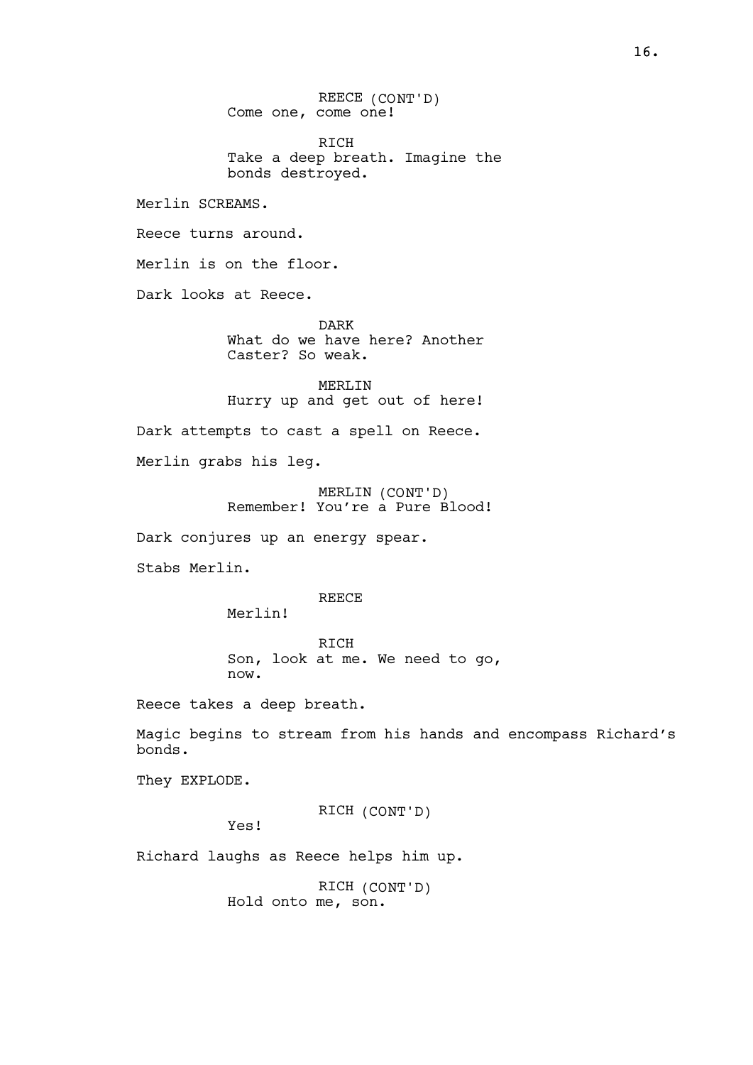REECE (CONT'D)
Come one, come one!

RICH
Take a deep breath. Imagine the bonds destroyed.

Merlin SCREAMS.

Reece turns around.

Merlin is on the floor.

Dark looks at Reece.

DARK
What do we have here? Another Caster? So weak.

MERLIN
Hurry up and get out of here!

Dark attempts to cast a spell on Reece.

Merlin grabs his leg.

MERLIN (CONT'D)
Remember! You're a Pure Blood!

Dark conjures up an energy spear.

Stabs Merlin.

REECE
Merlin!

RICH
Son, look at me. We need to go, now.

Reece takes a deep breath.

Magic begins to stream from his hands and encompass Richard's bonds.

They EXPLODE.

RICH (CONT'D)
Yes!

Richard laughs as Reece helps him up.

RICH (CONT'D)
Hold onto me, son.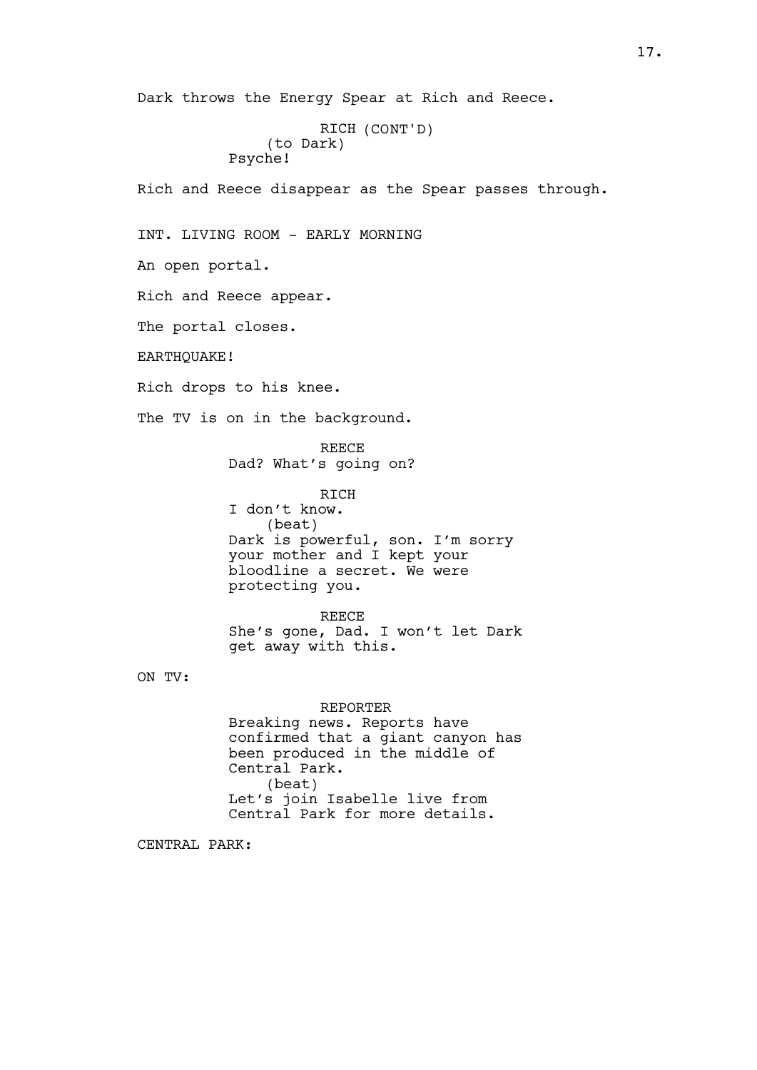Dark throws the Energy Spear at Rich and Reece.

RICH (CONT'D)
(to Dark)
Psyche!

Rich and Reece disappear as the Spear passes through.

INT. LIVING ROOM - EARLY MORNING

An open portal.

Rich and Reece appear.

The portal closes.

EARTHQUAKE!

Rich drops to his knee.

The TV is on in the background.

REECE
Dad? What's going on?

RICH
I don't know.
(beat)
Dark is powerful, son. I'm sorry your mother and I kept your bloodline a secret. We were protecting you.

REECE
She's gone, Dad. I won't let Dark get away with this.

ON TV:

REPORTER
Breaking news. Reports have confirmed that a giant canyon has been produced in the middle of Central Park.
(beat)
Let's join Isabelle live from Central Park for more details.

CENTRAL PARK: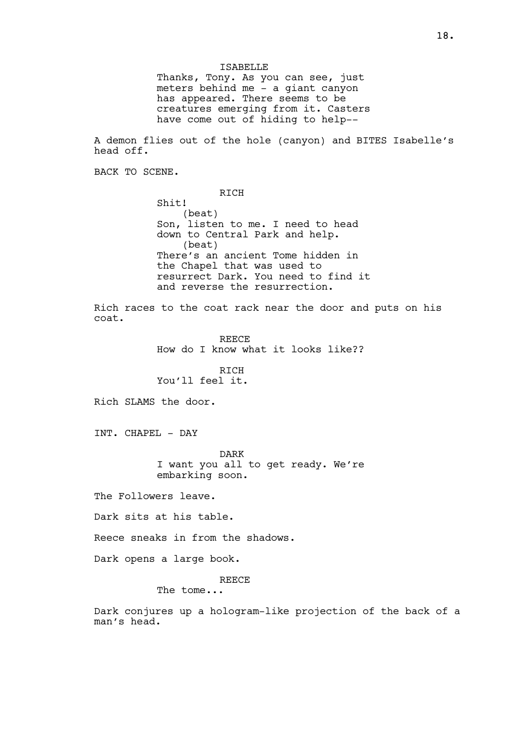ISABELLE
Thanks, Tony. As you can see, just meters behind me - a giant canyon has appeared. There seems to be creatures emerging from it. Casters have come out of hiding to help--

A demon flies out of the hole (canyon) and BITES Isabelle's head off.

BACK TO SCENE.

RICH
Shit!
(beat)
Son, listen to me. I need to head down to Central Park and help.
(beat)
There's an ancient Tome hidden in the Chapel that was used to resurrect Dark. You need to find it and reverse the resurrection.

Rich races to the coat rack near the door and puts on his coat.

REECE
How do I know what it looks like??

RICH
You'll feel it.

Rich SLAMS the door.

INT. CHAPEL - DAY

DARK
I want you all to get ready. We're embarking soon.

The Followers leave.

Dark sits at his table.

Reece sneaks in from the shadows.

Dark opens a large book.

REECE
The tome...

Dark conjures up a hologram-like projection of the back of a man's head.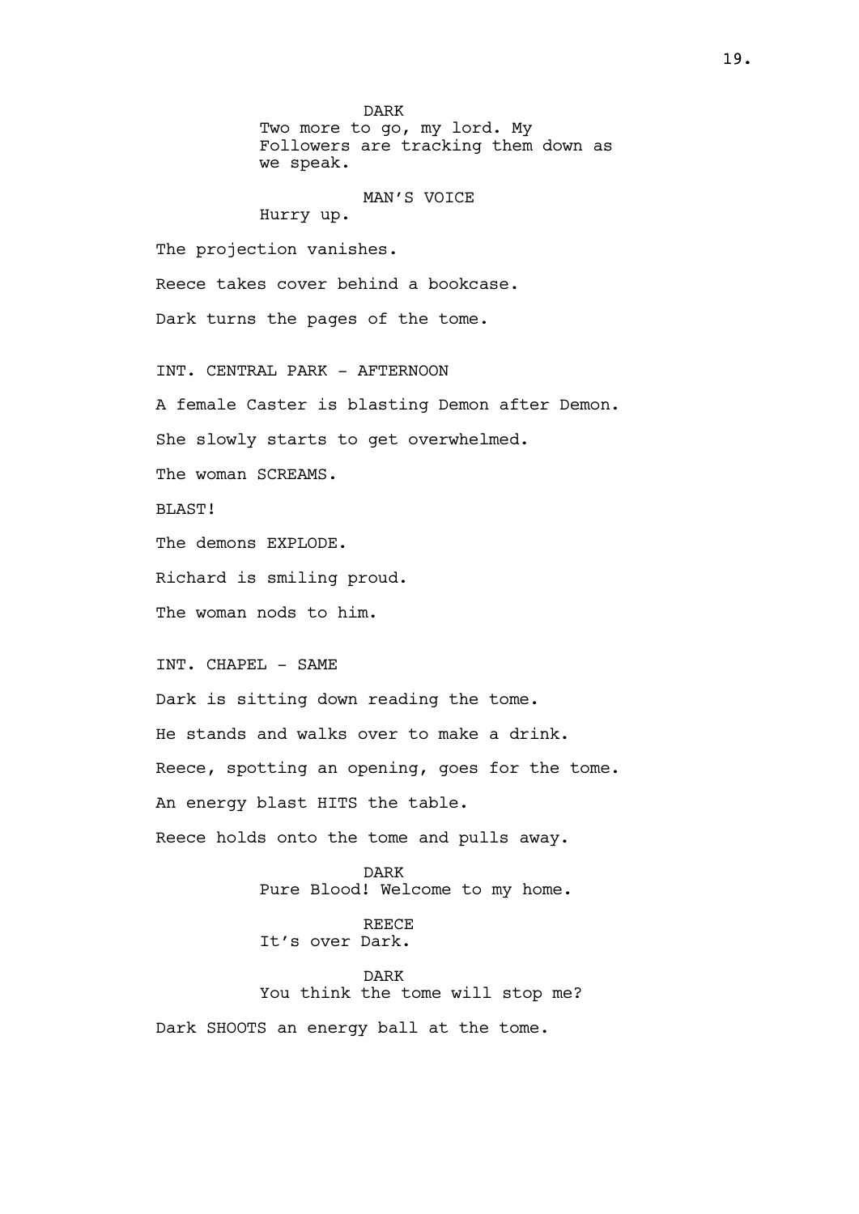DARK
Two more to go, my lord. My Followers are tracking them down as we speak.

MAN'S VOICE
Hurry up.

The projection vanishes.

Reece takes cover behind a bookcase.

Dark turns the pages of the tome.

INT. CENTRAL PARK - AFTERNOON

A female Caster is blasting Demon after Demon.

She slowly starts to get overwhelmed.

The woman SCREAMS.

BLAST!

The demons EXPLODE.

Richard is smiling proud.

The woman nods to him.

INT. CHAPEL - SAME

Dark is sitting down reading the tome.

He stands and walks over to make a drink.

Reece, spotting an opening, goes for the tome.

An energy blast HITS the table.

Reece holds onto the tome and pulls away.

DARK
Pure Blood! Welcome to my home.

REECE
It's over Dark.

DARK
You think the tome will stop me?

Dark SHOOTS an energy ball at the tome.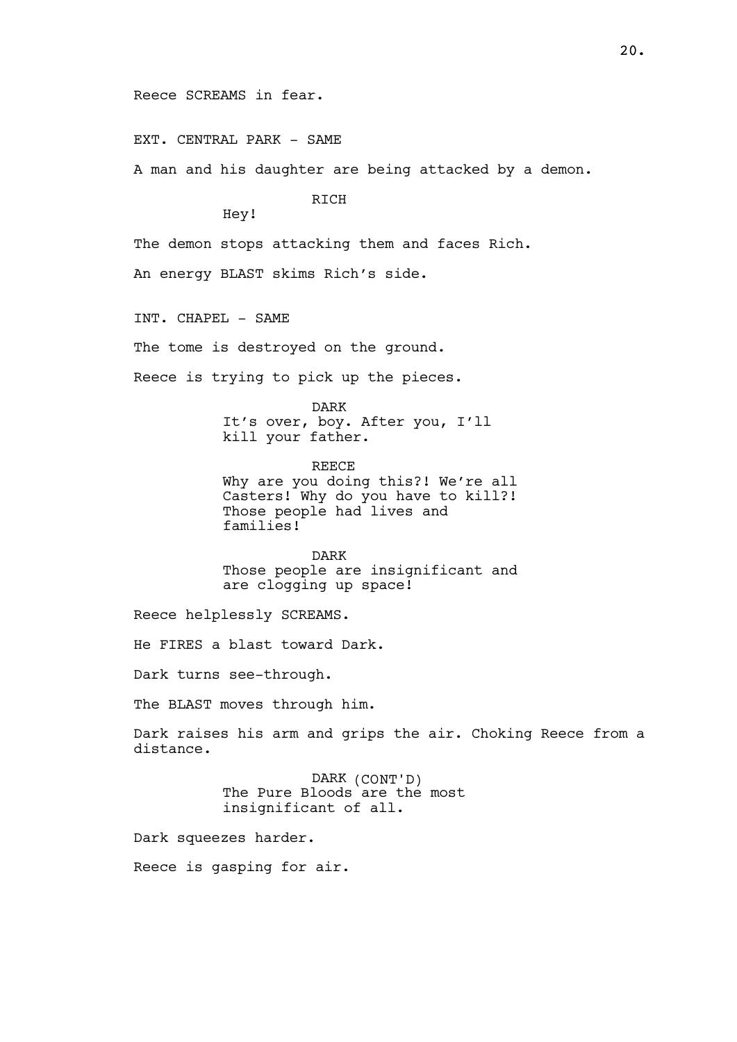Reece SCREAMS in fear.

EXT. CENTRAL PARK - SAME

A man and his daughter are being attacked by a demon.

RICH
Hey!

The demon stops attacking them and faces Rich.

An energy BLAST skims Rich's side.

INT. CHAPEL - SAME

The tome is destroyed on the ground.

Reece is trying to pick up the pieces.

DARK
It's over, boy. After you, I'll kill your father.

REECE
Why are you doing this?! We're all Casters! Why do you have to kill?! Those people had lives and families!

DARK
Those people are insignificant and are clogging up space!

Reece helplessly SCREAMS.

He FIRES a blast toward Dark.

Dark turns see-through.

The BLAST moves through him.

Dark raises his arm and grips the air. Choking Reece from a distance.

DARK (CONT'D)
The Pure Bloods are the most insignificant of all.

Dark squeezes harder.

Reece is gasping for air.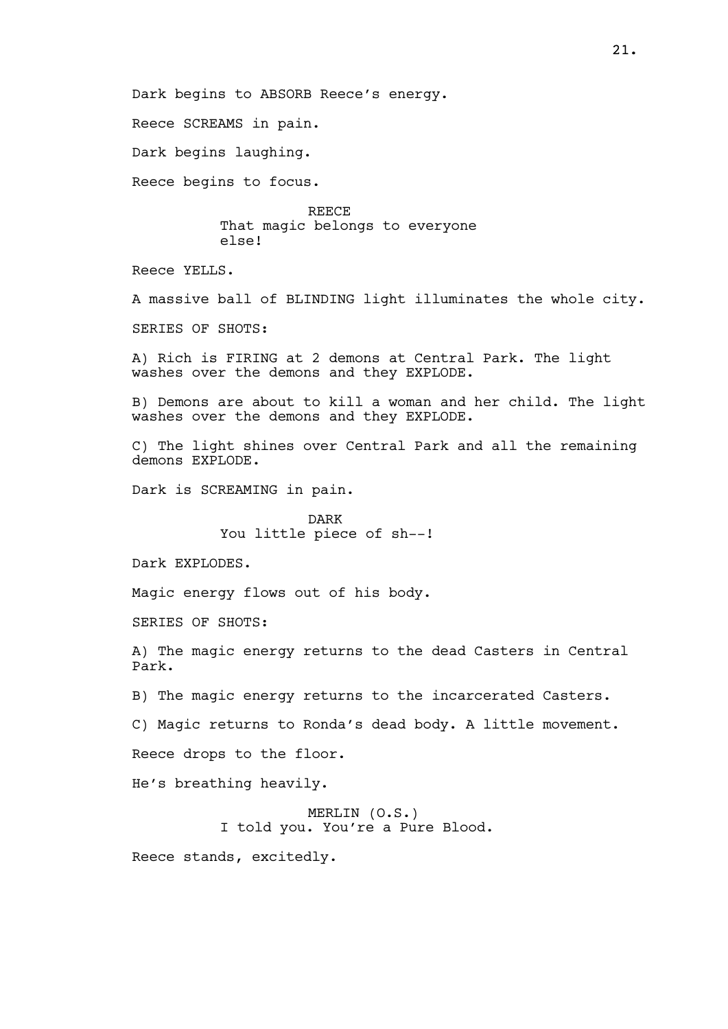Dark begins to ABSORB Reece’s energy.

Reece SCREAMS in pain.

Dark begins laughing.

Reece begins to focus.

REECE
That magic belongs to everyone else!

Reece YELLS.

A massive ball of BLINDING light illuminates the whole city.

SERIES OF SHOTS:

A) Rich is FIRING at 2 demons at Central Park. The light washes over the demons and they EXPLODE.

B) Demons are about to kill a woman and her child. The light washes over the demons and they EXPLODE.

C) The light shines over Central Park and all the remaining demons EXPLODE.

Dark is SCREAMING in pain.

DARK
You little piece of sh--!

Dark EXPLODES.

Magic energy flows out of his body.

SERIES OF SHOTS:

A) The magic energy returns to the dead Casters in Central Park.

B) The magic energy returns to the incarcerated Casters.

C) Magic returns to Ronda’s dead body. A little movement.

Reece drops to the floor.

He’s breathing heavily.

MERLIN (O.S.)
I told you. You’re a Pure Blood.

Reece stands, excitedly.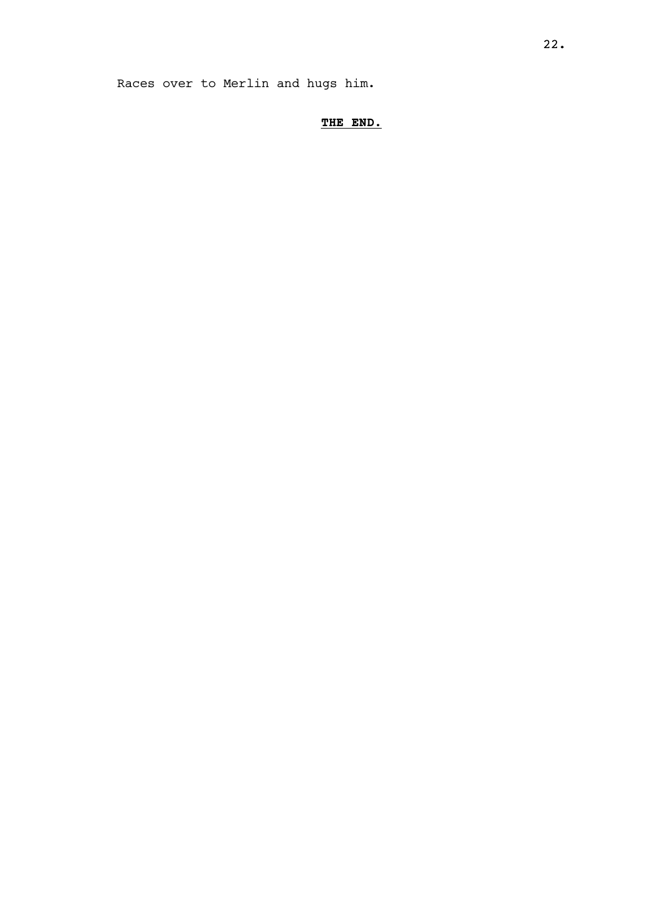Races over to Merlin and hugs him.

**THE END.**